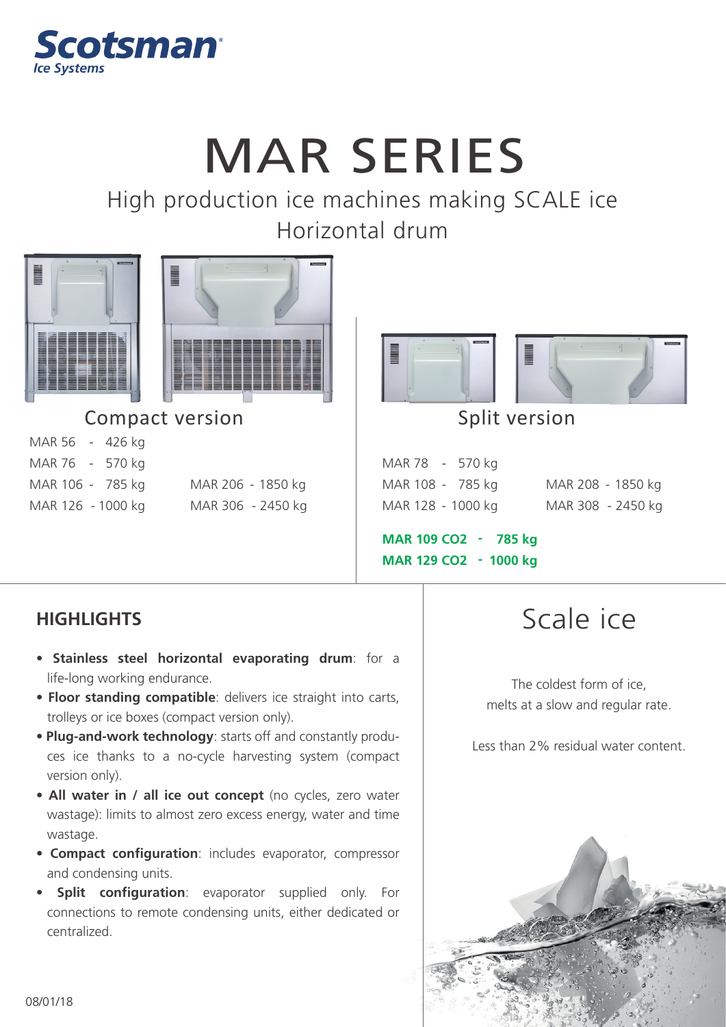Scotsman
Ice Systems

# MAR SERIES

## High production ice machines making SCALE ice
## Horizontal drum

### Compact version

MAR 56 - 426 kg
MAR 76 - 570 kg
MAR 106 - 785 kg
MAR 126 - 1000 kg
MAR 206 - 1850 kg
MAR 306 - 2450 kg

### Split version

MAR 78 - 570 kg
MAR 108 - 785 kg
MAR 128 - 1000 kg
MAR 208 - 1850 kg
MAR 308 - 2450 kg

**MAR 109 $CO_2$ - 785 kg**
**MAR 129 $CO_2$ - 1000 kg**

## HIGHLIGHTS

- **Stainless steel horizontal evaporating drum**: for a life-long working endurance.
- **Floor standing compatible**: delivers ice straight into carts, trolleys or ice boxes (compact version only).
- **Plug-and-work technology**: starts off and constantly produces ice thanks to a no-cycle harvesting system (compact version only).
- **All water in / all ice out concept** (no cycles, zero water wastage): limits to almost zero excess energy, water and time wastage.
- **Compact configuration**: includes evaporator, compressor and condensing units.
- **Split configuration**: evaporator supplied only. For connections to remote condensing units, either dedicated or centralized.

## Scale ice

The coldest form of ice, melts at a slow and regular rate.

Less than 2% residual water content.

08/01/18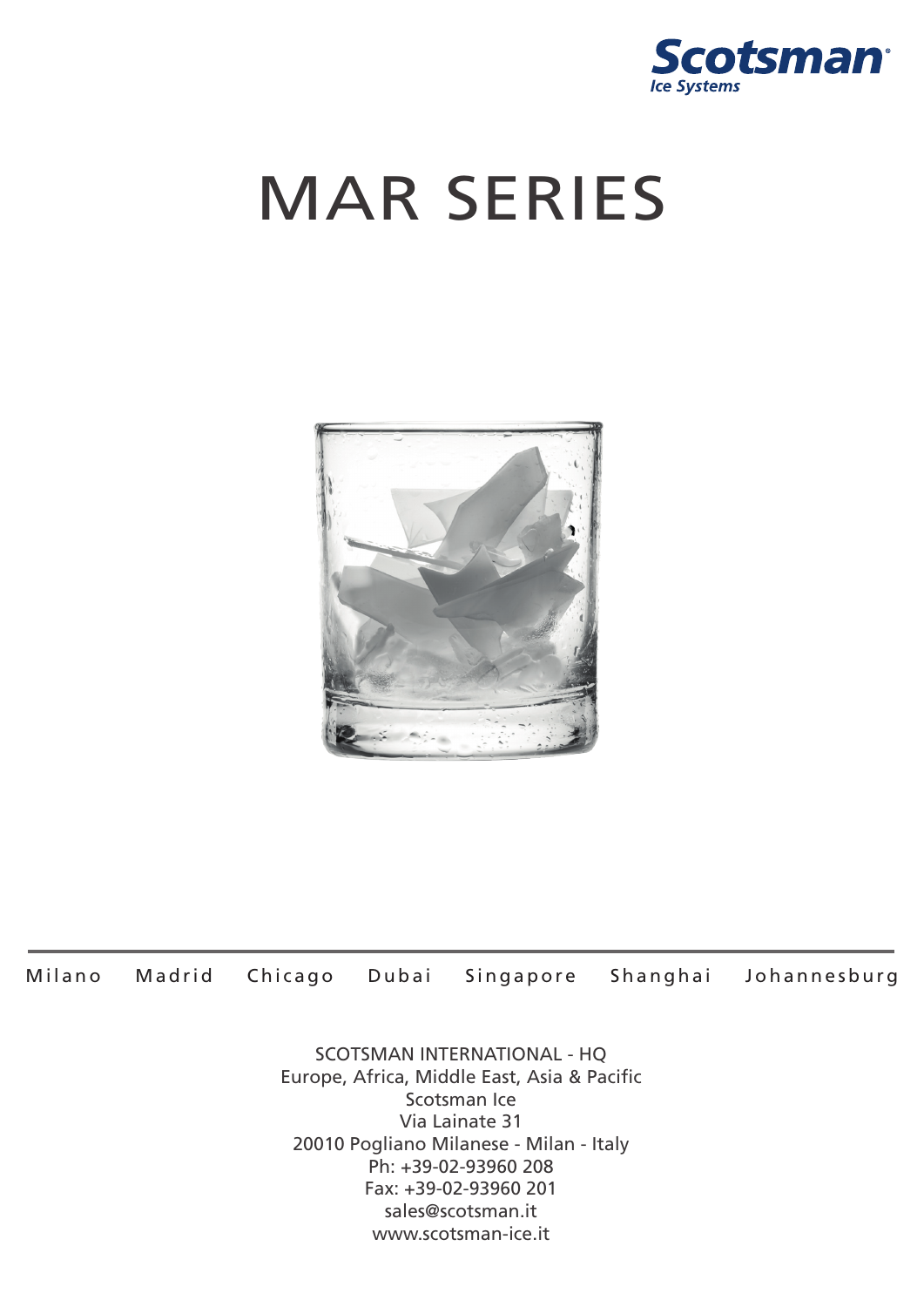Scotsman
Ice Systems

# MAR SERIES

Milano Madrid Chicago Dubai Singapore Shanghai Johannesburg

SCOTSMAN INTERNATIONAL - HQ
Europe, Africa, Middle East, Asia & Pacific
Scotsman Ice
Via Lainate 31
20010 Pogliano Milanese - Milan - Italy
Ph: +39-02-93960 208
Fax: +39-02-93960 201
sales@scotsman.it
www.scotsman-ice.it